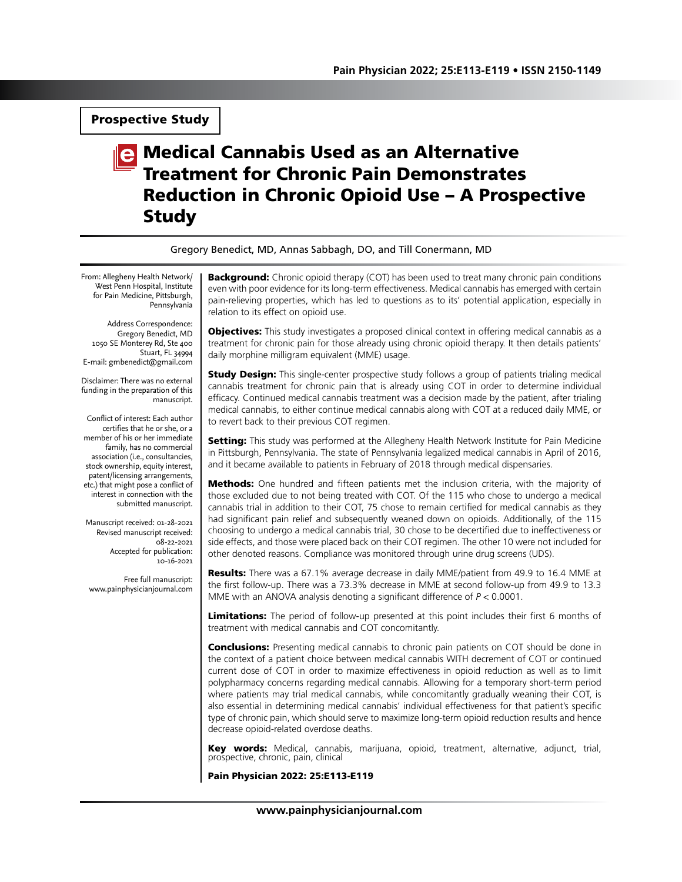**Prospective Study**

# Medical Cannabis Used as an Alternative Treatment for Chronic Pain Demonstrates Reduction in Chronic Opioid Use – A Prospective Study

Gregory Benedict, MD, Annas Sabbagh, DO, and Till Conermann, MD

From: Allegheny Health Network/ West Penn Hospital, Institute for Pain Medicine, Pittsburgh, Pennsylvania

Address Correspondence:
Gregory Benedict, MD
1050 SE Monterey Rd, Ste 400
Stuart, FL 34994
E-mail: gmbenedict@gmail.com

Disclaimer: There was no external funding in the preparation of this manuscript.

Conflict of interest: Each author certifies that he or she, or a member of his or her immediate family, has no commercial association (i.e., consultancies, stock ownership, equity interest, patent/licensing arrangements, etc.) that might pose a conflict of interest in connection with the submitted manuscript.

Manuscript received: 01-28-2021
Revised manuscript received: 08-22-2021
Accepted for publication: 10-16-2021

Free full manuscript: www.painphysicianjournal.com

**Background:** Chronic opioid therapy (COT) has been used to treat many chronic pain conditions even with poor evidence for its long-term effectiveness. Medical cannabis has emerged with certain pain-relieving properties, which has led to questions as to its' potential application, especially in relation to its effect on opioid use.

**Objectives:** This study investigates a proposed clinical context in offering medical cannabis as a treatment for chronic pain for those already using chronic opioid therapy. It then details patients' daily morphine milligram equivalent (MME) usage.

**Study Design:** This single-center prospective study follows a group of patients trialing medical cannabis treatment for chronic pain that is already using COT in order to determine individual efficacy. Continued medical cannabis treatment was a decision made by the patient, after trialing medical cannabis, to either continue medical cannabis along with COT at a reduced daily MME, or to revert back to their previous COT regimen.

**Setting:** This study was performed at the Allegheny Health Network Institute for Pain Medicine in Pittsburgh, Pennsylvania. The state of Pennsylvania legalized medical cannabis in April of 2016, and it became available to patients in February of 2018 through medical dispensaries.

**Methods:** One hundred and fifteen patients met the inclusion criteria, with the majority of those excluded due to not being treated with COT. Of the 115 who chose to undergo a medical cannabis trial in addition to their COT, 75 chose to remain certified for medical cannabis as they had significant pain relief and subsequently weaned down on opioids. Additionally, of the 115 choosing to undergo a medical cannabis trial, 30 chose to be decertified due to ineffectiveness or side effects, and those were placed back on their COT regimen. The other 10 were not included for other denoted reasons. Compliance was monitored through urine drug screens (UDS).

**Results:** There was a 67.1% average decrease in daily MME/patient from 49.9 to 16.4 MME at the first follow-up. There was a 73.3% decrease in MME at second follow-up from 49.9 to 13.3 MME with an ANOVA analysis denoting a significant difference of $P < 0.0001$.

**Limitations:** The period of follow-up presented at this point includes their first 6 months of treatment with medical cannabis and COT concomitantly.

**Conclusions:** Presenting medical cannabis to chronic pain patients on COT should be done in the context of a patient choice between medical cannabis WITH decrement of COT or continued current dose of COT in order to maximize effectiveness in opioid reduction as well as to limit polypharmacy concerns regarding medical cannabis. Allowing for a temporary short-term period where patients may trial medical cannabis, while concomitantly gradually weaning their COT, is also essential in determining medical cannabis' individual effectiveness for that patient's specific type of chronic pain, which should serve to maximize long-term opioid reduction results and hence decrease opioid-related overdose deaths.

**Key words:** Medical, cannabis, marijuana, opioid, treatment, alternative, adjunct, trial, prospective, chronic, pain, clinical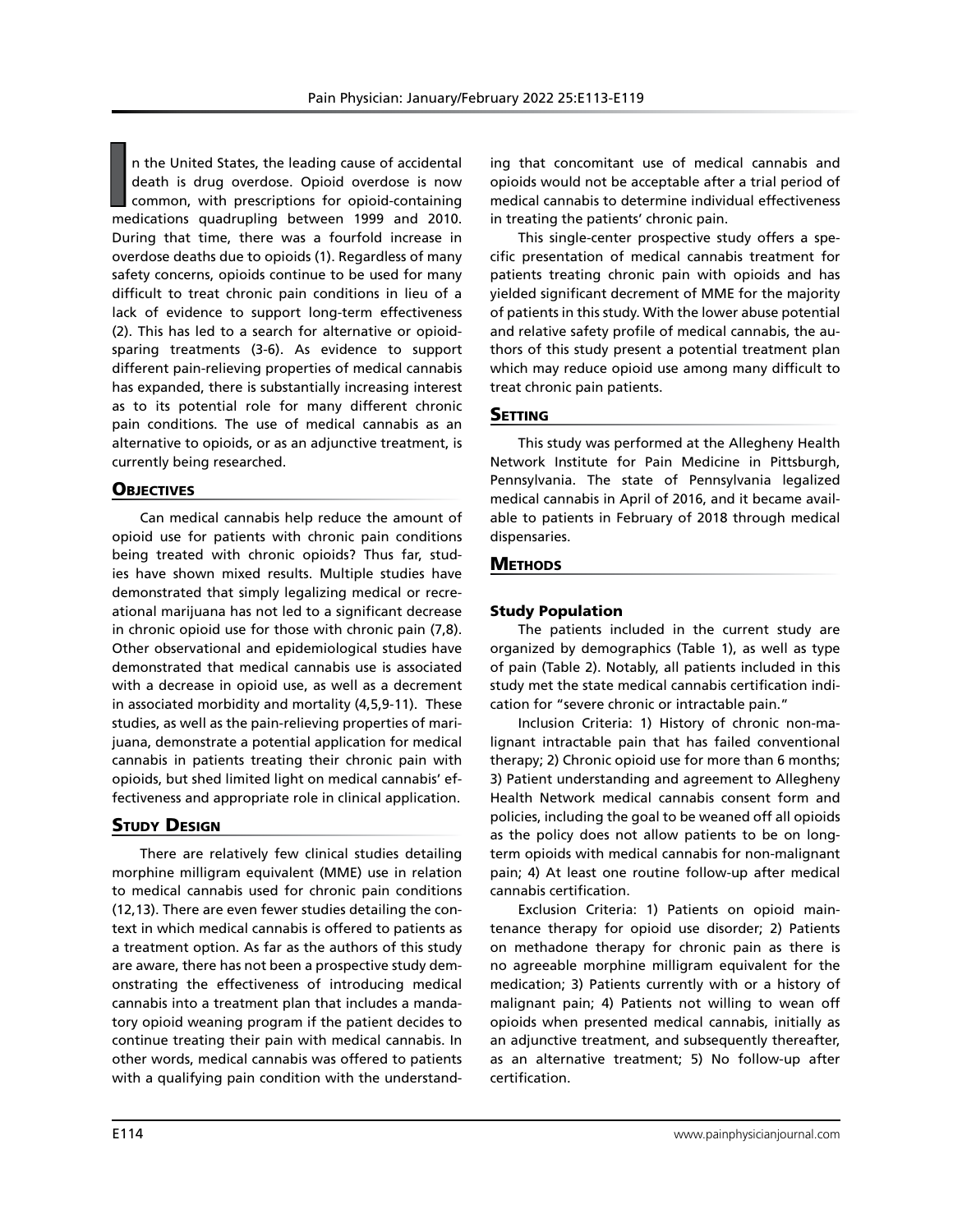In the United States, the leading cause of accidental death is drug overdose. Opioid overdose is now common, with prescriptions for opioid-containing medications quadrupling between 1999 and 2010. During that time, there was a fourfold increase in overdose deaths due to opioids (1). Regardless of many safety concerns, opioids continue to be used for many difficult to treat chronic pain conditions in lieu of a lack of evidence to support long-term effectiveness (2). This has led to a search for alternative or opioid-sparing treatments (3-6). As evidence to support different pain-relieving properties of medical cannabis has expanded, there is substantially increasing interest as to its potential role for many different chronic pain conditions. The use of medical cannabis as an alternative to opioids, or as an adjunctive treatment, is currently being researched.

## Objectives

Can medical cannabis help reduce the amount of opioid use for patients with chronic pain conditions being treated with chronic opioids? Thus far, studies have shown mixed results. Multiple studies have demonstrated that simply legalizing medical or recreational marijuana has not led to a significant decrease in chronic opioid use for those with chronic pain (7,8). Other observational and epidemiological studies have demonstrated that medical cannabis use is associated with a decrease in opioid use, as well as a decrement in associated morbidity and mortality (4,5,9-11). These studies, as well as the pain-relieving properties of marijuana, demonstrate a potential application for medical cannabis in patients treating their chronic pain with opioids, but shed limited light on medical cannabis' effectiveness and appropriate role in clinical application.

## Study Design

There are relatively few clinical studies detailing morphine milligram equivalent (MME) use in relation to medical cannabis used for chronic pain conditions (12,13). There are even fewer studies detailing the context in which medical cannabis is offered to patients as a treatment option. As far as the authors of this study are aware, there has not been a prospective study demonstrating the effectiveness of introducing medical cannabis into a treatment plan that includes a mandatory opioid weaning program if the patient decides to continue treating their pain with medical cannabis. In other words, medical cannabis was offered to patients with a qualifying pain condition with the understanding that concomitant use of medical cannabis and opioids would not be acceptable after a trial period of medical cannabis to determine individual effectiveness in treating the patients' chronic pain.

This single-center prospective study offers a specific presentation of medical cannabis treatment for patients treating chronic pain with opioids and has yielded significant decrement of MME for the majority of patients in this study. With the lower abuse potential and relative safety profile of medical cannabis, the authors of this study present a potential treatment plan which may reduce opioid use among many difficult to treat chronic pain patients.

## Setting

This study was performed at the Allegheny Health Network Institute for Pain Medicine in Pittsburgh, Pennsylvania. The state of Pennsylvania legalized medical cannabis in April of 2016, and it became available to patients in February of 2018 through medical dispensaries.

## Methods

### Study Population

The patients included in the current study are organized by demographics (Table 1), as well as type of pain (Table 2). Notably, all patients included in this study met the state medical cannabis certification indication for "severe chronic or intractable pain."

Inclusion Criteria: 1) History of chronic non-malignant intractable pain that has failed conventional therapy; 2) Chronic opioid use for more than 6 months; 3) Patient understanding and agreement to Allegheny Health Network medical cannabis consent form and policies, including the goal to be weaned off all opioids as the policy does not allow patients to be on long-term opioids with medical cannabis for non-malignant pain; 4) At least one routine follow-up after medical cannabis certification.

Exclusion Criteria: 1) Patients on opioid maintenance therapy for opioid use disorder; 2) Patients on methadone therapy for chronic pain as there is no agreeable morphine milligram equivalent for the medication; 3) Patients currently with or a history of malignant pain; 4) Patients not willing to wean off opioids when presented medical cannabis, initially as an adjunctive treatment, and subsequently thereafter, as an alternative treatment; 5) No follow-up after certification.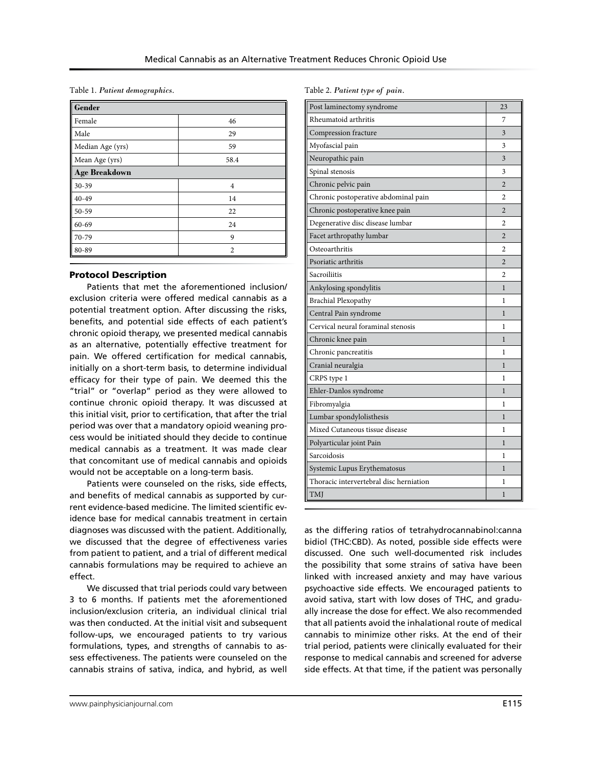Table 1. *Patient demographics.*

| | |
|---|---|
| **Gender** | |
| Female | 46 |
| Male | 29 |
| Median Age (yrs) | 59 |
| Mean Age (yrs) | 58.4 |
| **Age Breakdown** | |
| 30-39 | 4 |
| 40-49 | 14 |
| 50-59 | 22 |
| 60-69 | 24 |
| 70-79 | 9 |
| 80-89 | 2 |

### Protocol Description

Patients that met the aforementioned inclusion/exclusion criteria were offered medical cannabis as a potential treatment option. After discussing the risks, benefits, and potential side effects of each patient's chronic opioid therapy, we presented medical cannabis as an alternative, potentially effective treatment for pain. We offered certification for medical cannabis, initially on a short-term basis, to determine individual efficacy for their type of pain. We deemed this the "trial" or "overlap" period as they were allowed to continue chronic opioid therapy. It was discussed at this initial visit, prior to certification, that after the trial period was over that a mandatory opioid weaning process would be initiated should they decide to continue medical cannabis as a treatment. It was made clear that concomitant use of medical cannabis and opioids would not be acceptable on a long-term basis.

Patients were counseled on the risks, side effects, and benefits of medical cannabis as supported by current evidence-based medicine. The limited scientific evidence base for medical cannabis treatment in certain diagnoses was discussed with the patient. Additionally, we discussed that the degree of effectiveness varies from patient to patient, and a trial of different medical cannabis formulations may be required to achieve an effect.

We discussed that trial periods could vary between 3 to 6 months. If patients met the aforementioned inclusion/exclusion criteria, an individual clinical trial was then conducted. At the initial visit and subsequent follow-ups, we encouraged patients to try various formulations, types, and strengths of cannabis to assess effectiveness. The patients were counseled on the cannabis strains of sativa, indica, and hybrid, as well as the differing ratios of tetrahydrocannabinol:cannabidiol (THC:CBD). As noted, possible side effects were discussed. One such well-documented risk includes the possibility that some strains of sativa have been linked with increased anxiety and may have various psychoactive side effects. We encouraged patients to avoid sativa, start with low doses of THC, and gradually increase the dose for effect. We also recommended that all patients avoid the inhalational route of medical cannabis to minimize other risks. At the end of their trial period, patients were clinically evaluated for their response to medical cannabis and screened for adverse side effects. At that time, if the patient was personally

Table 2. *Patient type of pain.*

| | |
|---|---|
| Post laminectomy syndrome | 23 |
| Rheumatoid arthritis | 7 |
| Compression fracture | 3 |
| Myofascial pain | 3 |
| Neuropathic pain | 3 |
| Spinal stenosis | 3 |
| Chronic pelvic pain | 2 |
| Chronic postoperative abdominal pain | 2 |
| Chronic postoperative knee pain | 2 |
| Degenerative disc disease lumbar | 2 |
| Facet arthropathy lumbar | 2 |
| Osteoarthritis | 2 |
| Psoriatic arthritis | 2 |
| Sacroiliitis | 2 |
| Ankylosing spondylitis | 1 |
| Brachial Plexopathy | 1 |
| Central Pain syndrome | 1 |
| Cervical neural foraminal stenosis | 1 |
| Chronic knee pain | 1 |
| Chronic pancreatitis | 1 |
| Cranial neuralgia | 1 |
| CRPS type 1 | 1 |
| Ehler-Danlos syndrome | 1 |
| Fibromyalgia | 1 |
| Lumbar spondylolisthesis | 1 |
| Mixed Cutaneous tissue disease | 1 |
| Polyarticular joint Pain | 1 |
| Sarcoidosis | 1 |
| Systemic Lupus Erythematosus | 1 |
| Thoracic intervertebral disc herniation | 1 |
| TMJ | 1 |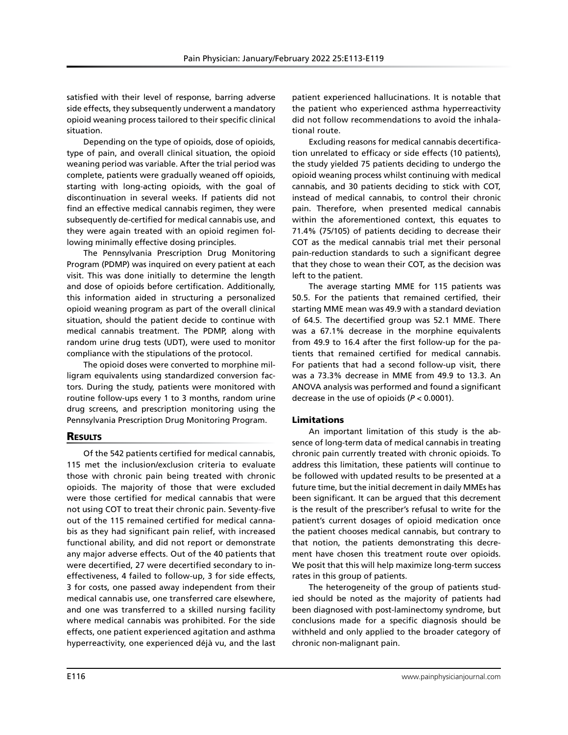satisfied with their level of response, barring adverse side effects, they subsequently underwent a mandatory opioid weaning process tailored to their specific clinical situation.

Depending on the type of opioids, dose of opioids, type of pain, and overall clinical situation, the opioid weaning period was variable. After the trial period was complete, patients were gradually weaned off opioids, starting with long-acting opioids, with the goal of discontinuation in several weeks. If patients did not find an effective medical cannabis regimen, they were subsequently de-certified for medical cannabis use, and they were again treated with an opioid regimen following minimally effective dosing principles.

The Pennsylvania Prescription Drug Monitoring Program (PDMP) was inquired on every patient at each visit. This was done initially to determine the length and dose of opioids before certification. Additionally, this information aided in structuring a personalized opioid weaning program as part of the overall clinical situation, should the patient decide to continue with medical cannabis treatment. The PDMP, along with random urine drug tests (UDT), were used to monitor compliance with the stipulations of the protocol.

The opioid doses were converted to morphine milligram equivalents using standardized conversion factors. During the study, patients were monitored with routine follow-ups every 1 to 3 months, random urine drug screens, and prescription monitoring using the Pennsylvania Prescription Drug Monitoring Program.

## Results

Of the 542 patients certified for medical cannabis, 115 met the inclusion/exclusion criteria to evaluate those with chronic pain being treated with chronic opioids. The majority of those that were excluded were those certified for medical cannabis that were not using COT to treat their chronic pain. Seventy-five out of the 115 remained certified for medical cannabis as they had significant pain relief, with increased functional ability, and did not report or demonstrate any major adverse effects. Out of the 40 patients that were decertified, 27 were decertified secondary to ineffectiveness, 4 failed to follow-up, 3 for side effects, 3 for costs, one passed away independent from their medical cannabis use, one transferred care elsewhere, and one was transferred to a skilled nursing facility where medical cannabis was prohibited. For the side effects, one patient experienced agitation and asthma hyperreactivity, one experienced déjà vu, and the last patient experienced hallucinations. It is notable that the patient who experienced asthma hyperreactivity did not follow recommendations to avoid the inhalational route.

Excluding reasons for medical cannabis decertification unrelated to efficacy or side effects (10 patients), the study yielded 75 patients deciding to undergo the opioid weaning process whilst continuing with medical cannabis, and 30 patients deciding to stick with COT, instead of medical cannabis, to control their chronic pain. Therefore, when presented medical cannabis within the aforementioned context, this equates to 71.4% (75/105) of patients deciding to decrease their COT as the medical cannabis trial met their personal pain-reduction standards to such a significant degree that they chose to wean their COT, as the decision was left to the patient.

The average starting MME for 115 patients was 50.5. For the patients that remained certified, their starting MME mean was 49.9 with a standard deviation of 64.5. The decertified group was 52.1 MME. There was a 67.1% decrease in the morphine equivalents from 49.9 to 16.4 after the first follow-up for the patients that remained certified for medical cannabis. For patients that had a second follow-up visit, there was a 73.3% decrease in MME from 49.9 to 13.3. An ANOVA analysis was performed and found a significant decrease in the use of opioids ($P < 0.0001$).

### Limitations

An important limitation of this study is the absence of long-term data of medical cannabis in treating chronic pain currently treated with chronic opioids. To address this limitation, these patients will continue to be followed with updated results to be presented at a future time, but the initial decrement in daily MMEs has been significant. It can be argued that this decrement is the result of the prescriber's refusal to write for the patient's current dosages of opioid medication once the patient chooses medical cannabis, but contrary to that notion, the patients demonstrating this decrement have chosen this treatment route over opioids. We posit that this will help maximize long-term success rates in this group of patients.

The heterogeneity of the group of patients studied should be noted as the majority of patients had been diagnosed with post-laminectomy syndrome, but conclusions made for a specific diagnosis should be withheld and only applied to the broader category of chronic non-malignant pain.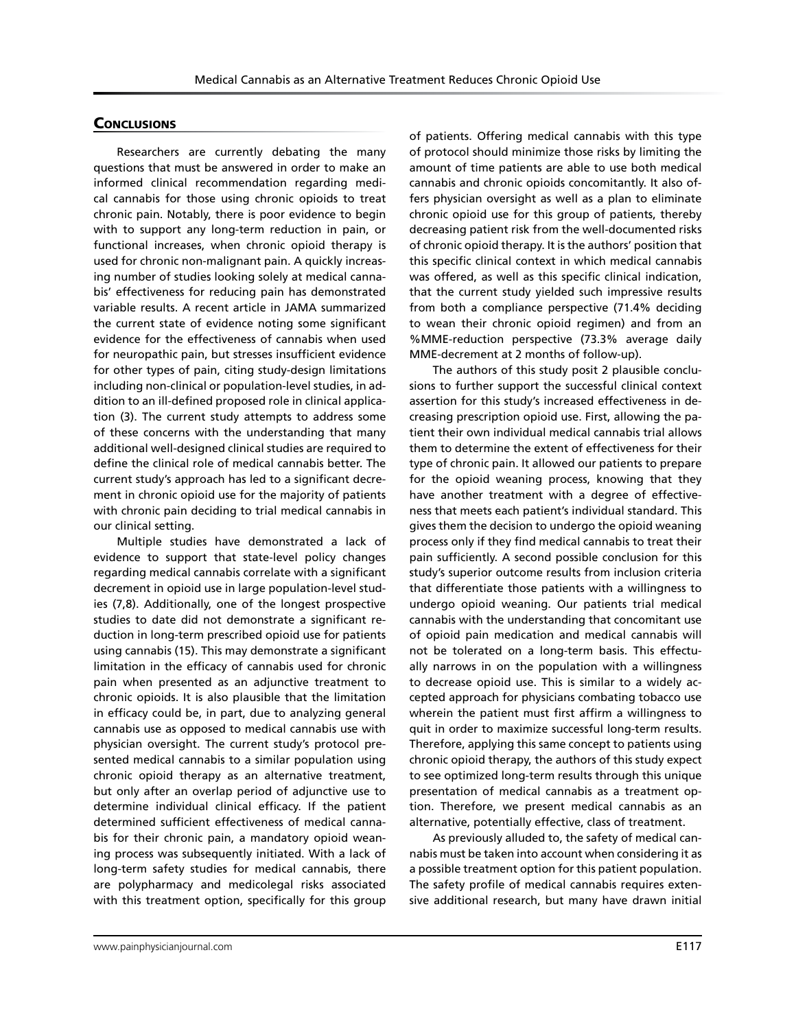## Conclusions

Researchers are currently debating the many questions that must be answered in order to make an informed clinical recommendation regarding medical cannabis for those using chronic opioids to treat chronic pain. Notably, there is poor evidence to begin with to support any long-term reduction in pain, or functional increases, when chronic opioid therapy is used for chronic non-malignant pain. A quickly increasing number of studies looking solely at medical cannabis' effectiveness for reducing pain has demonstrated variable results. A recent article in JAMA summarized the current state of evidence noting some significant evidence for the effectiveness of cannabis when used for neuropathic pain, but stresses insufficient evidence for other types of pain, citing study-design limitations including non-clinical or population-level studies, in addition to an ill-defined proposed role in clinical application (3). The current study attempts to address some of these concerns with the understanding that many additional well-designed clinical studies are required to define the clinical role of medical cannabis better. The current study's approach has led to a significant decrement in chronic opioid use for the majority of patients with chronic pain deciding to trial medical cannabis in our clinical setting.

Multiple studies have demonstrated a lack of evidence to support that state-level policy changes regarding medical cannabis correlate with a significant decrement in opioid use in large population-level studies (7,8). Additionally, one of the longest prospective studies to date did not demonstrate a significant reduction in long-term prescribed opioid use for patients using cannabis (15). This may demonstrate a significant limitation in the efficacy of cannabis used for chronic pain when presented as an adjunctive treatment to chronic opioids. It is also plausible that the limitation in efficacy could be, in part, due to analyzing general cannabis use as opposed to medical cannabis use with physician oversight. The current study's protocol presented medical cannabis to a similar population using chronic opioid therapy as an alternative treatment, but only after an overlap period of adjunctive use to determine individual clinical efficacy. If the patient determined sufficient effectiveness of medical cannabis for their chronic pain, a mandatory opioid weaning process was subsequently initiated. With a lack of long-term safety studies for medical cannabis, there are polypharmacy and medicolegal risks associated with this treatment option, specifically for this group of patients. Offering medical cannabis with this type of protocol should minimize those risks by limiting the amount of time patients are able to use both medical cannabis and chronic opioids concomitantly. It also offers physician oversight as well as a plan to eliminate chronic opioid use for this group of patients, thereby decreasing patient risk from the well-documented risks of chronic opioid therapy. It is the authors' position that this specific clinical context in which medical cannabis was offered, as well as this specific clinical indication, that the current study yielded such impressive results from both a compliance perspective (71.4% deciding to wean their chronic opioid regimen) and from an %MME-reduction perspective (73.3% average daily MME-decrement at 2 months of follow-up).

The authors of this study posit 2 plausible conclusions to further support the successful clinical context assertion for this study's increased effectiveness in decreasing prescription opioid use. First, allowing the patient their own individual medical cannabis trial allows them to determine the extent of effectiveness for their type of chronic pain. It allowed our patients to prepare for the opioid weaning process, knowing that they have another treatment with a degree of effectiveness that meets each patient's individual standard. This gives them the decision to undergo the opioid weaning process only if they find medical cannabis to treat their pain sufficiently. A second possible conclusion for this study's superior outcome results from inclusion criteria that differentiate those patients with a willingness to undergo opioid weaning. Our patients trial medical cannabis with the understanding that concomitant use of opioid pain medication and medical cannabis will not be tolerated on a long-term basis. This effectually narrows in on the population with a willingness to decrease opioid use. This is similar to a widely accepted approach for physicians combating tobacco use wherein the patient must first affirm a willingness to quit in order to maximize successful long-term results. Therefore, applying this same concept to patients using chronic opioid therapy, the authors of this study expect to see optimized long-term results through this unique presentation of medical cannabis as a treatment option. Therefore, we present medical cannabis as an alternative, potentially effective, class of treatment.

As previously alluded to, the safety of medical cannabis must be taken into account when considering it as a possible treatment option for this patient population. The safety profile of medical cannabis requires extensive additional research, but many have drawn initial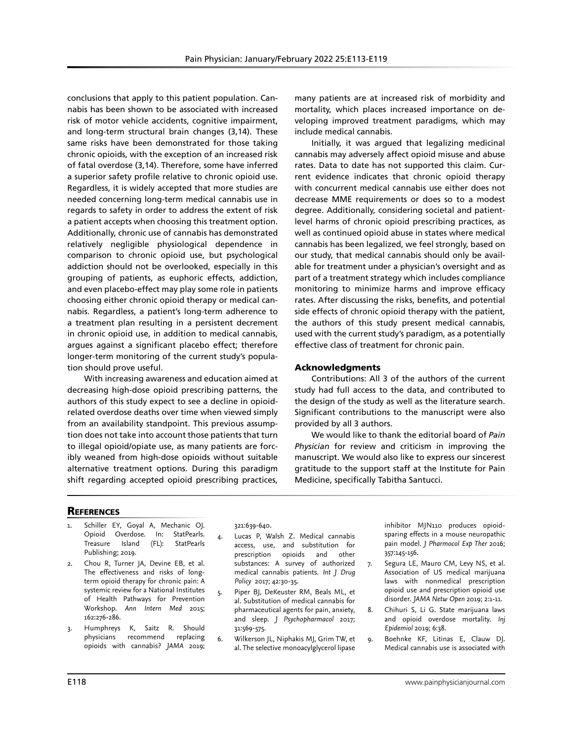conclusions that apply to this patient population. Cannabis has been shown to be associated with increased risk of motor vehicle accidents, cognitive impairment, and long-term structural brain changes (3,14). These same risks have been demonstrated for those taking chronic opioids, with the exception of an increased risk of fatal overdose (3,14). Therefore, some have inferred a superior safety profile relative to chronic opioid use. Regardless, it is widely accepted that more studies are needed concerning long-term medical cannabis use in regards to safety in order to address the extent of risk a patient accepts when choosing this treatment option. Additionally, chronic use of cannabis has demonstrated relatively negligible physiological dependence in comparison to chronic opioid use, but psychological addiction should not be overlooked, especially in this grouping of patients, as euphoric effects, addiction, and even placebo-effect may play some role in patients choosing either chronic opioid therapy or medical cannabis. Regardless, a patient's long-term adherence to a treatment plan resulting in a persistent decrement in chronic opioid use, in addition to medical cannabis, argues against a significant placebo effect; therefore longer-term monitoring of the current study's population should prove useful.

With increasing awareness and education aimed at decreasing high-dose opioid prescribing patterns, the authors of this study expect to see a decline in opioid-related overdose deaths over time when viewed simply from an availability standpoint. This previous assumption does not take into account those patients that turn to illegal opioid/opiate use, as many patients are forcibly weaned from high-dose opioids without suitable alternative treatment options. During this paradigm shift regarding accepted opioid prescribing practices, many patients are at increased risk of morbidity and mortality, which places increased importance on developing improved treatment paradigms, which may include medical cannabis.

Initially, it was argued that legalizing medicinal cannabis may adversely affect opioid misuse and abuse rates. Data to date has not supported this claim. Current evidence indicates that chronic opioid therapy with concurrent medical cannabis use either does not decrease MME requirements or does so to a modest degree. Additionally, considering societal and patient-level harms of chronic opioid prescribing practices, as well as continued opioid abuse in states where medical cannabis has been legalized, we feel strongly, based on our study, that medical cannabis should only be available for treatment under a physician's oversight and as part of a treatment strategy which includes compliance monitoring to minimize harms and improve efficacy rates. After discussing the risks, benefits, and potential side effects of chronic opioid therapy with the patient, the authors of this study present medical cannabis, used with the current study's paradigm, as a potentially effective class of treatment for chronic pain.

## Acknowledgments

Contributions: All 3 of the authors of the current study had full access to the data, and contributed to the design of the study as well as the literature search. Significant contributions to the manuscript were also provided by all 3 authors.

We would like to thank the editorial board of *Pain Physician* for review and criticism in improving the manuscript. We would also like to express our sincerest gratitude to the support staff at the Institute for Pain Medicine, specifically Tabitha Santucci.

## References

1. Schiller EY, Goyal A, Mechanic OJ. Opioid Overdose. In: StatPearls. Treasure Island (FL): StatPearls Publishing; 2019.
2. Chou R, Turner JA, Devine EB, et al. The effectiveness and risks of long-term opioid therapy for chronic pain: A systemic review for a National Institutes of Health Pathways for Prevention Workshop. *Ann Intern Med* 2015; 162:276-286.
3. Humphreys K, Saitz R. Should physicians recommend replacing opioids with cannabis? *JAMA* 2019; 321:639-640.
4. Lucas P, Walsh Z. Medical cannabis access, use, and substitution for prescription opioids and other substances: A survey of authorized medical cannabis patients. *Int J Drug Policy* 2017; 42:30-35.
5. Piper BJ, DeKeuster RM, Beals ML, et al. Substitution of medical cannabis for pharmaceutical agents for pain, anxiety, and sleep. *J Psychopharmacol* 2017; 31:569-575.
6. Wilkerson JL, Niphakis MJ, Grim TW, et al. The selective monoacylglycerol lipase inhibitor MJN110 produces opioid-sparing effects in a mouse neuropathic pain model. *J Pharmacol Exp Ther* 2016; 357:145-156.
7. Segura LE, Mauro CM, Levy NS, et al. Association of US medical marijuana laws with nonmedical prescription opioid use and prescription opioid use disorder. *JAMA Netw Open* 2019; 2:1-11.
8. Chihuri S, Li G. State marijuana laws and opioid overdose mortality. *Inj Epidemiol* 2019; 6:38.
9. Boehnke KF, Litinas E, Clauw DJ. Medical cannabis use is associated with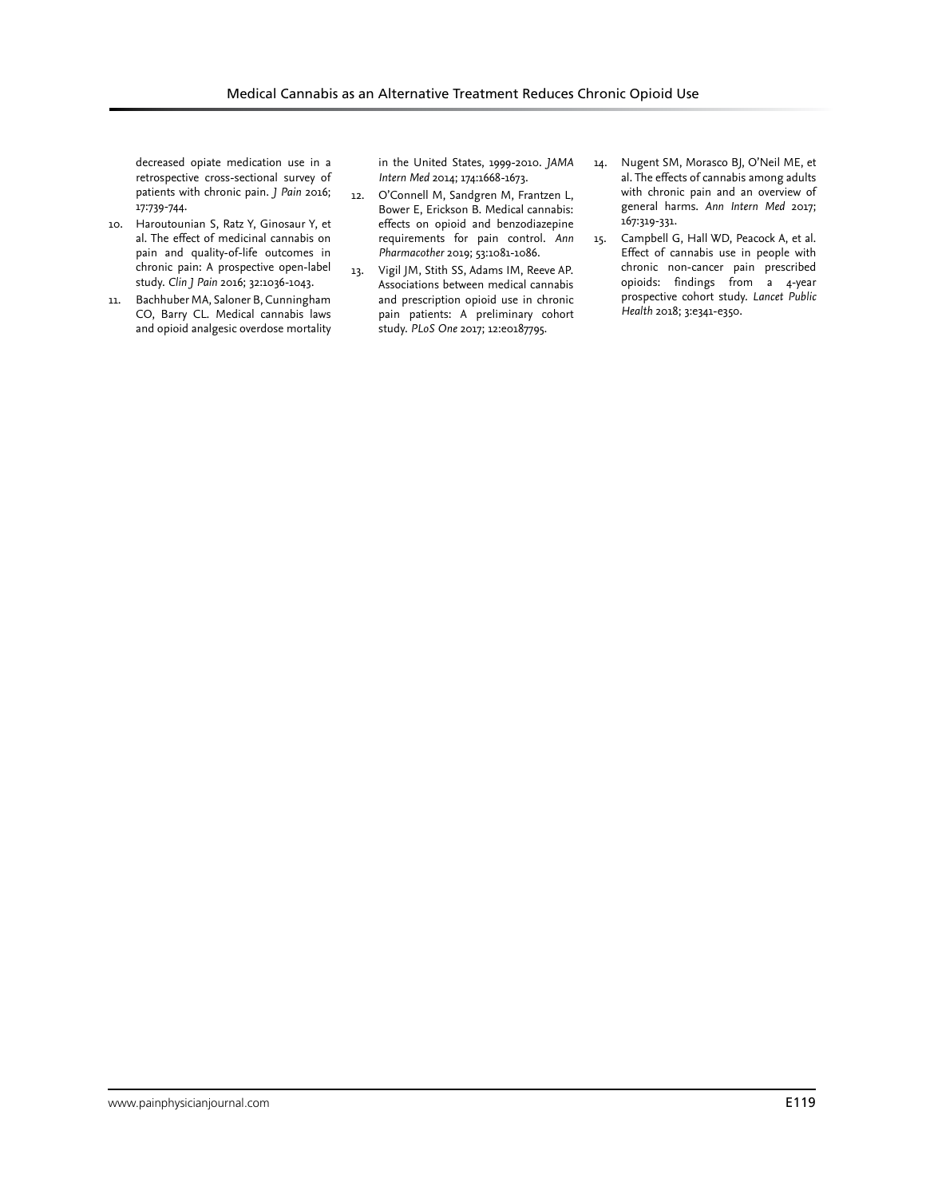decreased opiate medication use in a retrospective cross-sectional survey of patients with chronic pain. *J Pain* 2016; 17:739-744.

10. Haroutounian S, Ratz Y, Ginosaur Y, et al. The effect of medicinal cannabis on pain and quality-of-life outcomes in chronic pain: A prospective open-label study. *Clin J Pain* 2016; 32:1036-1043.
11. Bachhuber MA, Saloner B, Cunningham CO, Barry CL. Medical cannabis laws and opioid analgesic overdose mortality in the United States, 1999-2010. *JAMA Intern Med* 2014; 174:1668-1673.
12. O'Connell M, Sandgren M, Frantzen L, Bower E, Erickson B. Medical cannabis: effects on opioid and benzodiazepine requirements for pain control. *Ann Pharmacother* 2019; 53:1081-1086.
13. Vigil JM, Stith SS, Adams IM, Reeve AP. Associations between medical cannabis and prescription opioid use in chronic pain patients: A preliminary cohort study. *PLoS One* 2017; 12:e0187795.
14. Nugent SM, Morasco BJ, O'Neil ME, et al. The effects of cannabis among adults with chronic pain and an overview of general harms. *Ann Intern Med* 2017; 167:319-331.
15. Campbell G, Hall WD, Peacock A, et al. Effect of cannabis use in people with chronic non-cancer pain prescribed opioids: findings from a 4-year prospective cohort study. *Lancet Public Health* 2018; 3:e341-e350.